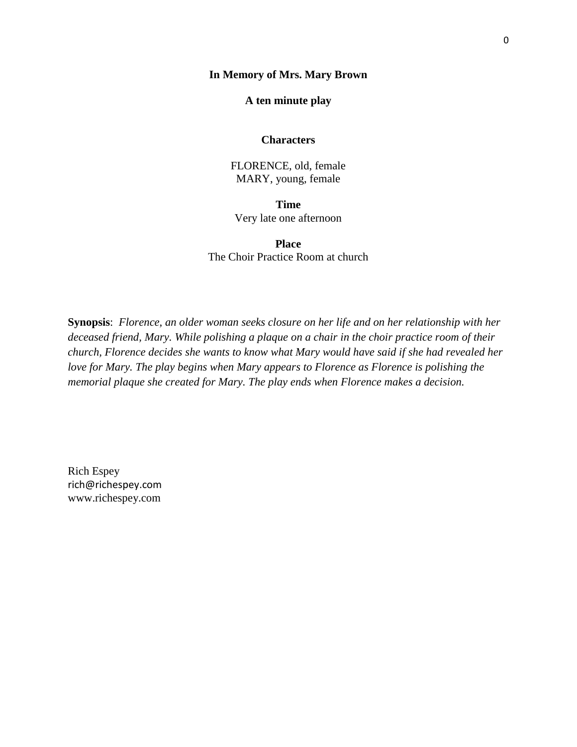# In Memory of Mrs. Mary Brown

**A ten minute play**

**Characters**

FLORENCE, old, female
MARY, young, female

**Time**
Very late one afternoon

**Place**
The Choir Practice Room at church

**Synopsis**: *Florence, an older woman seeks closure on her life and on her relationship with her deceased friend, Mary. While polishing a plaque on a chair in the choir practice room of their church, Florence decides she wants to know what Mary would have said if she had revealed her love for Mary. The play begins when Mary appears to Florence as Florence is polishing the memorial plaque she created for Mary. The play ends when Florence makes a decision.*

Rich Espey
rich@richespey.com
www.richespey.com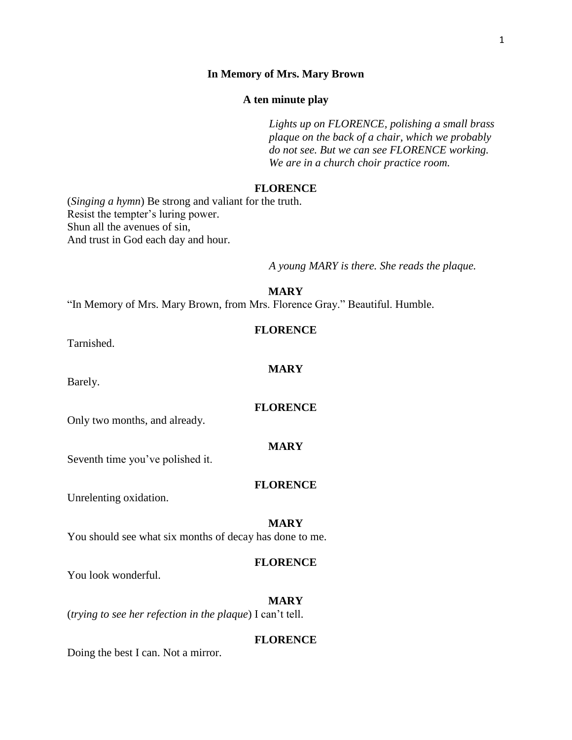**In Memory of Mrs. Mary Brown**

**A ten minute play**

*Lights up on FLORENCE, polishing a small brass plaque on the back of a chair, which we probably do not see. But we can see FLORENCE working. We are in a church choir practice room.*

**FLORENCE**

(*Singing a hymn*) Be strong and valiant for the truth.
Resist the tempter's luring power.
Shun all the avenues of sin,
And trust in God each day and hour.

*A young MARY is there. She reads the plaque.*

**MARY**

"In Memory of Mrs. Mary Brown, from Mrs. Florence Gray." Beautiful. Humble.

**FLORENCE**

Tarnished.

**MARY**

Barely.

**FLORENCE**

Only two months, and already.

**MARY**

Seventh time you've polished it.

**FLORENCE**

Unrelenting oxidation.

**MARY**

You should see what six months of decay has done to me.

**FLORENCE**

You look wonderful.

**MARY**

(*trying to see her refection in the plaque*) I can't tell.

**FLORENCE**

Doing the best I can. Not a mirror.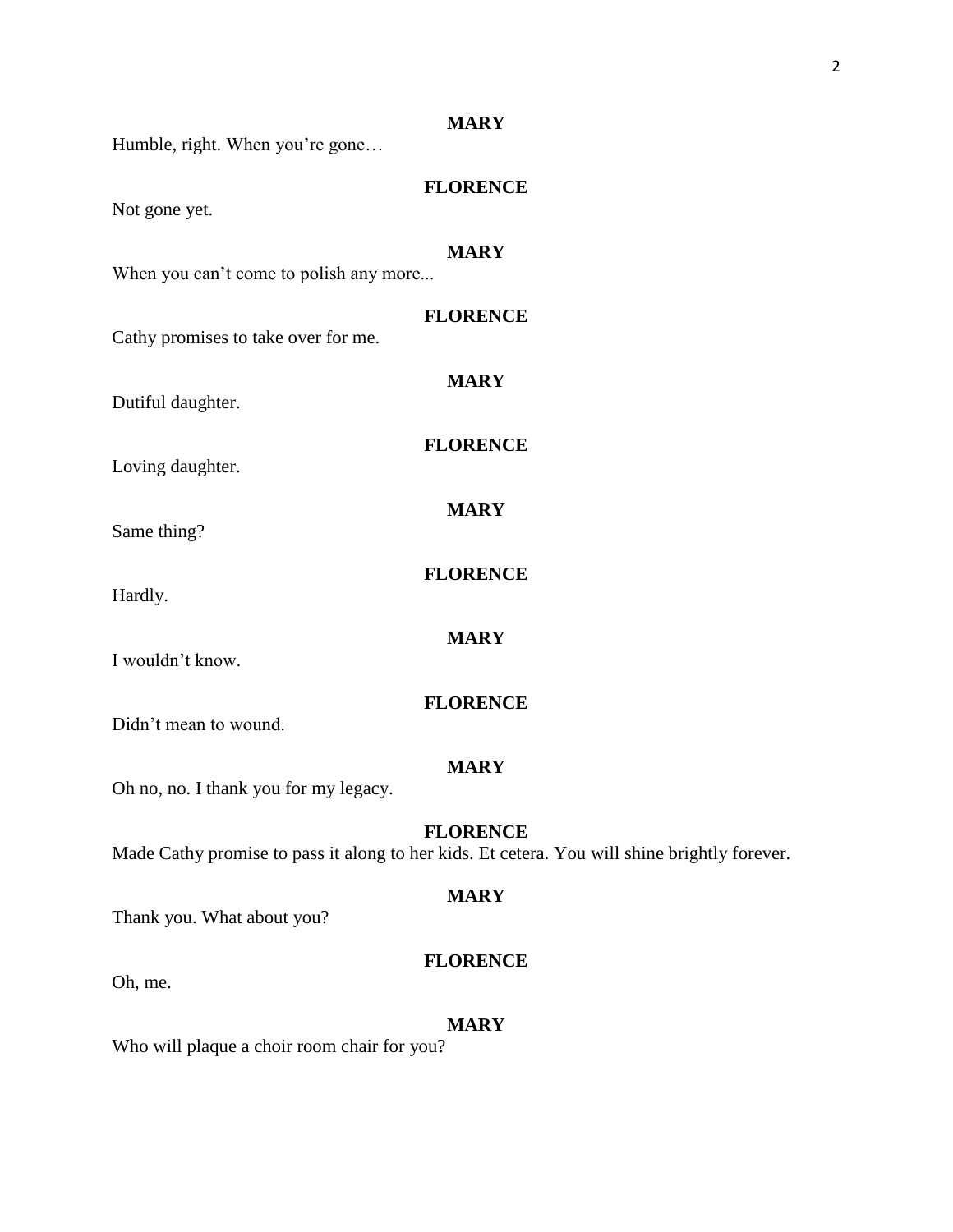**MARY**

Humble, right. When you're gone…

**FLORENCE**

Not gone yet.

**MARY**

When you can't come to polish any more...

**FLORENCE**

Cathy promises to take over for me.

**MARY**

Dutiful daughter.

**FLORENCE**

Loving daughter.

**MARY**

Same thing?

**FLORENCE**

Hardly.

**MARY**

I wouldn't know.

**FLORENCE**

Didn't mean to wound.

**MARY**

Oh no, no. I thank you for my legacy.

**FLORENCE**

Made Cathy promise to pass it along to her kids. Et cetera. You will shine brightly forever.

**MARY**

Thank you. What about you?

**FLORENCE**

Oh, me.

**MARY**

Who will plaque a choir room chair for you?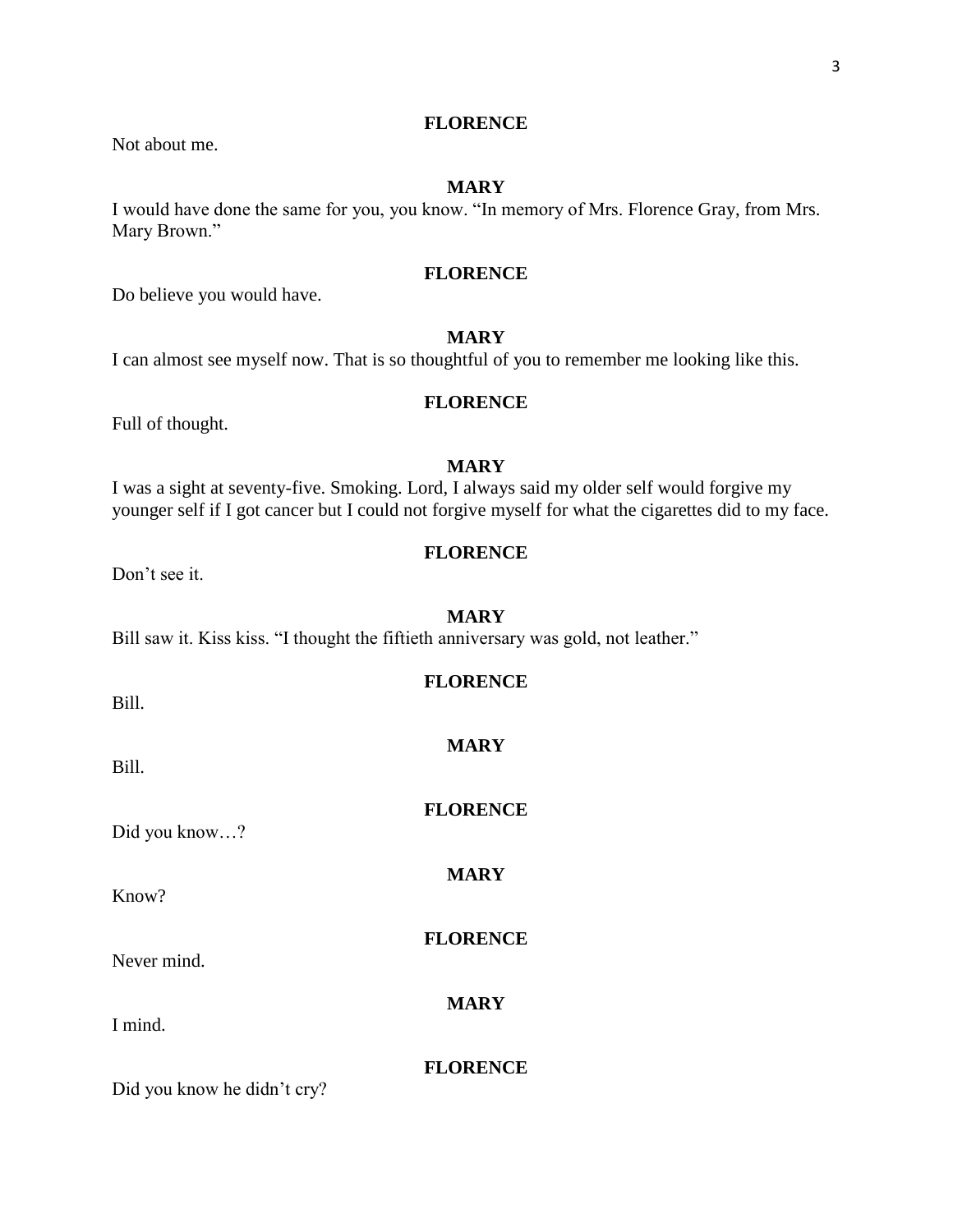**FLORENCE**

Not about me.

**MARY**

I would have done the same for you, you know. "In memory of Mrs. Florence Gray, from Mrs. Mary Brown."

**FLORENCE**

Do believe you would have.

**MARY**

I can almost see myself now. That is so thoughtful of you to remember me looking like this.

**FLORENCE**

Full of thought.

**MARY**

I was a sight at seventy-five. Smoking. Lord, I always said my older self would forgive my younger self if I got cancer but I could not forgive myself for what the cigarettes did to my face.

**FLORENCE**

Don't see it.

**MARY**

Bill saw it. Kiss kiss. "I thought the fiftieth anniversary was gold, not leather."

**FLORENCE**

Bill.

**MARY**

Bill.

**FLORENCE**

Did you know…?

**MARY**

Know?

**FLORENCE**

Never mind.

**MARY**

I mind.

**FLORENCE**

Did you know he didn't cry?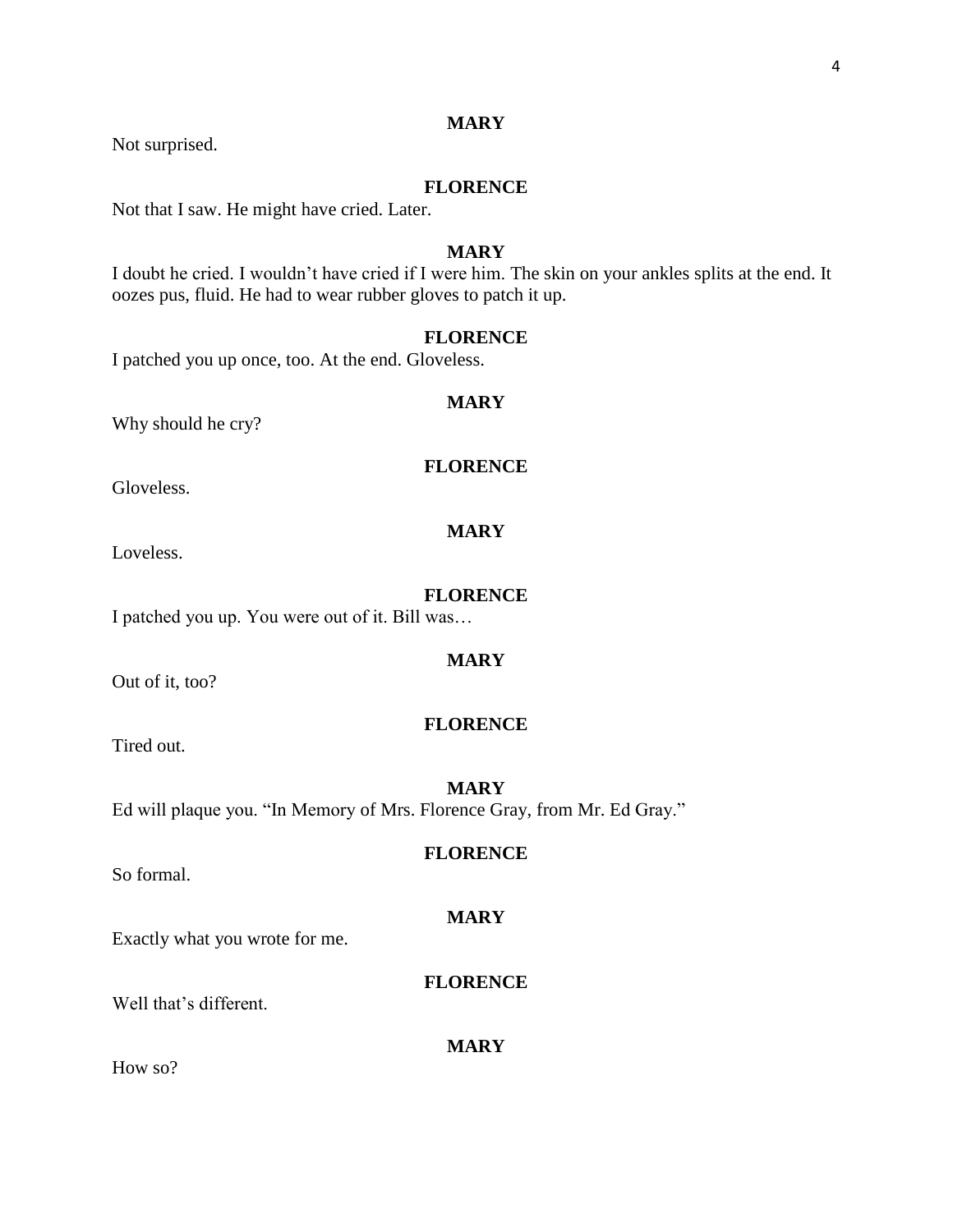**MARY**

Not surprised.

**FLORENCE**

Not that I saw. He might have cried. Later.

**MARY**

I doubt he cried. I wouldn't have cried if I were him. The skin on your ankles splits at the end. It oozes pus, fluid. He had to wear rubber gloves to patch it up.

**FLORENCE**

I patched you up once, too. At the end. Gloveless.

**MARY**

Why should he cry?

**FLORENCE**

Gloveless.

**MARY**

Loveless.

**FLORENCE**

I patched you up. You were out of it. Bill was…

**MARY**

Out of it, too?

**FLORENCE**

Tired out.

**MARY**

Ed will plaque you. "In Memory of Mrs. Florence Gray, from Mr. Ed Gray."

**FLORENCE**

So formal.

**MARY**

Exactly what you wrote for me.

**FLORENCE**

Well that's different.

**MARY**

How so?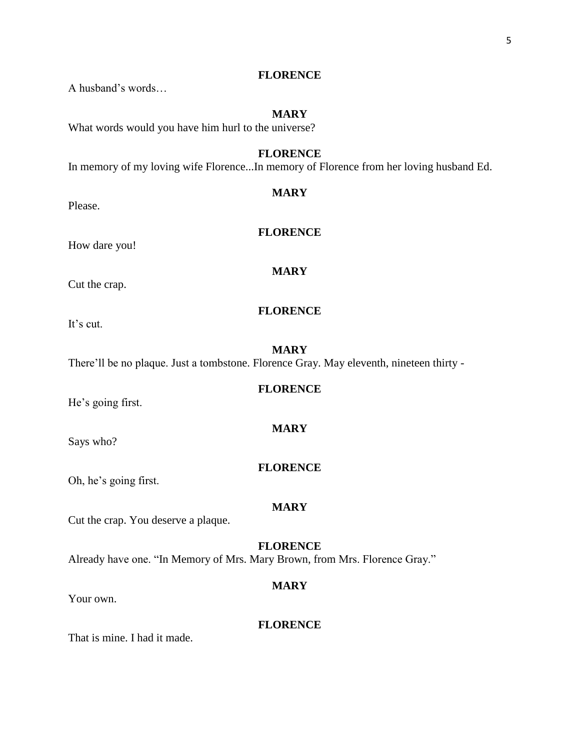**FLORENCE**

A husband's words…

**MARY**

What words would you have him hurl to the universe?

**FLORENCE**

In memory of my loving wife Florence...In memory of Florence from her loving husband Ed.

**MARY**

Please.

**FLORENCE**

How dare you!

**MARY**

Cut the crap.

**FLORENCE**

It's cut.

**MARY**

There'll be no plaque. Just a tombstone. Florence Gray. May eleventh, nineteen thirty -

**FLORENCE**

He's going first.

**MARY**

Says who?

**FLORENCE**

Oh, he's going first.

**MARY**

Cut the crap. You deserve a plaque.

**FLORENCE**

Already have one. "In Memory of Mrs. Mary Brown, from Mrs. Florence Gray."

**MARY**

Your own.

**FLORENCE**

That is mine. I had it made.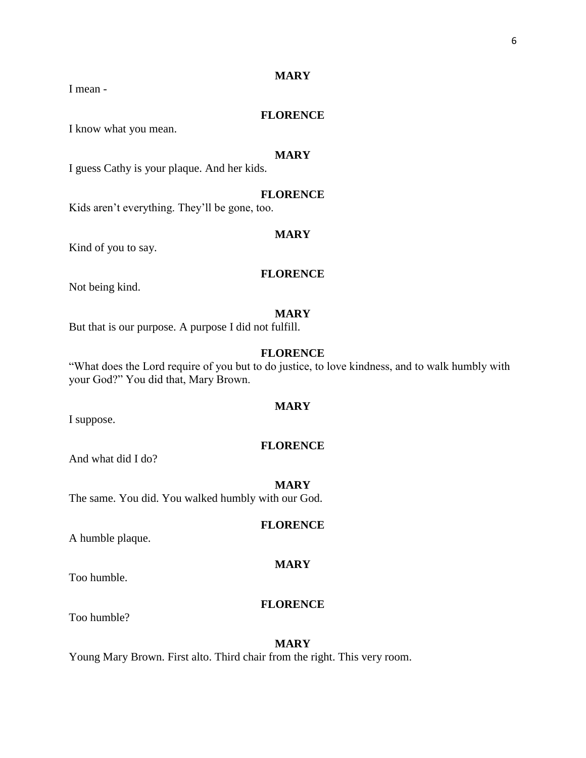**MARY**

I mean -

**FLORENCE**

I know what you mean.

**MARY**

I guess Cathy is your plaque. And her kids.

**FLORENCE**

Kids aren't everything. They'll be gone, too.

**MARY**

Kind of you to say.

**FLORENCE**

Not being kind.

**MARY**

But that is our purpose. A purpose I did not fulfill.

**FLORENCE**

"What does the Lord require of you but to do justice, to love kindness, and to walk humbly with your God?" You did that, Mary Brown.

**MARY**

I suppose.

**FLORENCE**

And what did I do?

**MARY**

The same. You did. You walked humbly with our God.

**FLORENCE**

A humble plaque.

**MARY**

Too humble.

**FLORENCE**

Too humble?

**MARY**

Young Mary Brown. First alto. Third chair from the right. This very room.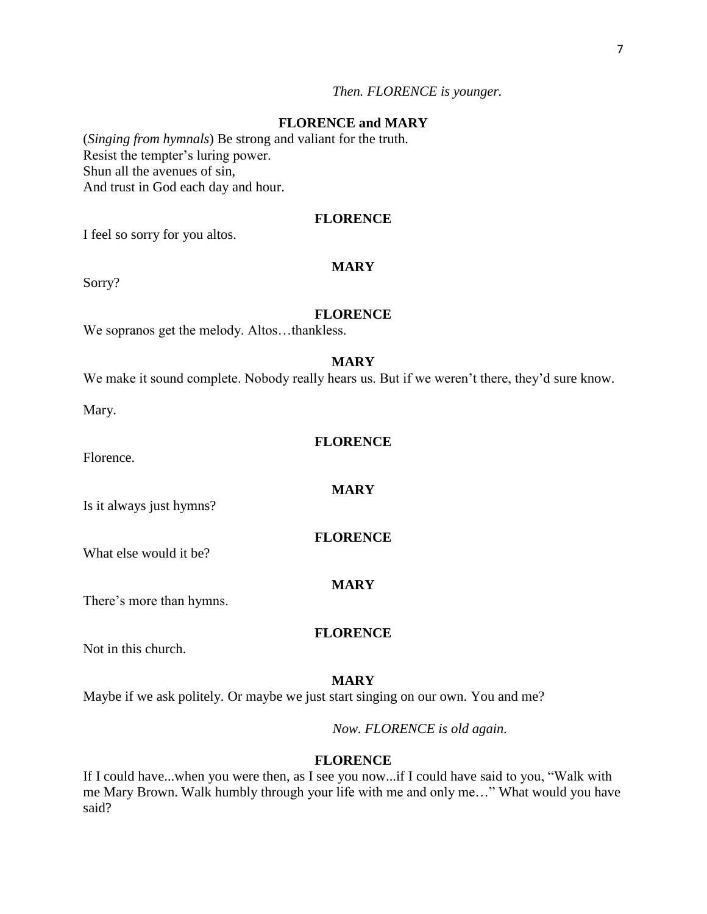*Then. FLORENCE is younger.*

**FLORENCE and MARY**

(*Singing from hymnals*) Be strong and valiant for the truth.
Resist the tempter's luring power.
Shun all the avenues of sin,
And trust in God each day and hour.

**FLORENCE**

I feel so sorry for you altos.

**MARY**

Sorry?

**FLORENCE**

We sopranos get the melody. Altos…thankless.

**MARY**

We make it sound complete. Nobody really hears us. But if we weren't there, they'd sure know.

Mary.

**FLORENCE**

Florence.

**MARY**

Is it always just hymns?

**FLORENCE**

What else would it be?

**MARY**

There's more than hymns.

**FLORENCE**

Not in this church.

**MARY**

Maybe if we ask politely. Or maybe we just start singing on our own. You and me?

*Now. FLORENCE is old again.*

**FLORENCE**

If I could have...when you were then, as I see you now...if I could have said to you, "Walk with me Mary Brown. Walk humbly through your life with me and only me…" What would you have said?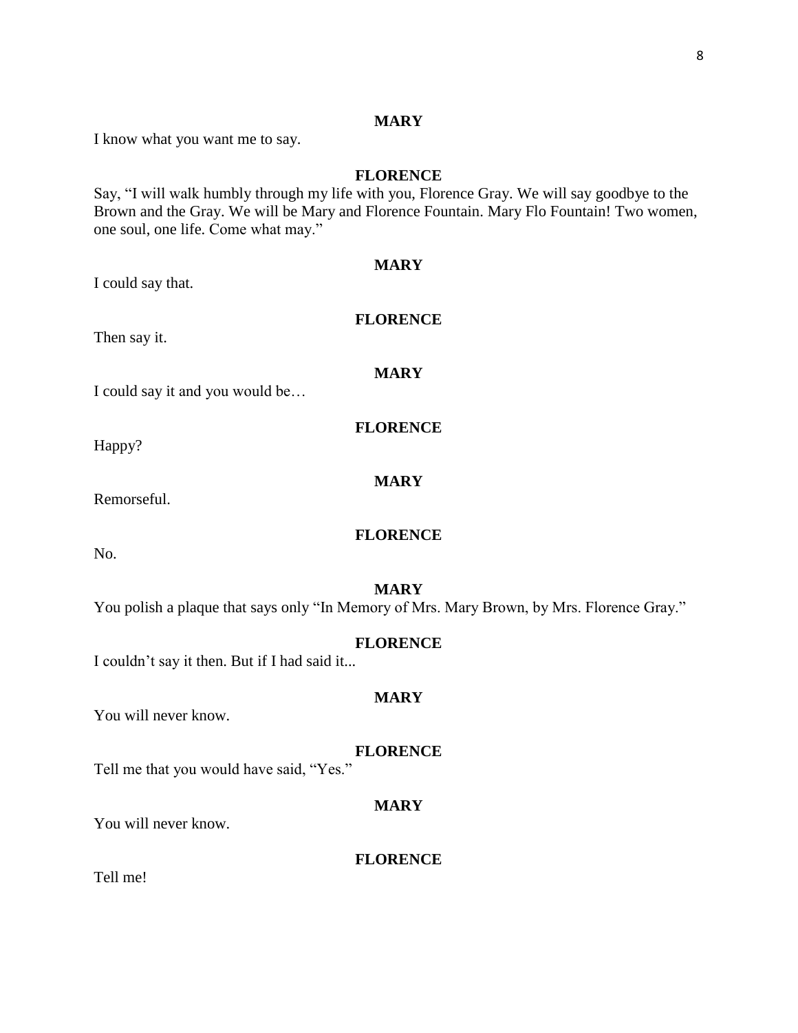**MARY**

I know what you want me to say.

**FLORENCE**

Say, "I will walk humbly through my life with you, Florence Gray. We will say goodbye to the Brown and the Gray. We will be Mary and Florence Fountain. Mary Flo Fountain! Two women, one soul, one life. Come what may."

**MARY**

I could say that.

**FLORENCE**

Then say it.

**MARY**

I could say it and you would be…

**FLORENCE**

Happy?

**MARY**

Remorseful.

**FLORENCE**

No.

**MARY**

You polish a plaque that says only "In Memory of Mrs. Mary Brown, by Mrs. Florence Gray."

**FLORENCE**

I couldn't say it then. But if I had said it...

**MARY**

You will never know.

**FLORENCE**

Tell me that you would have said, "Yes."

**MARY**

You will never know.

**FLORENCE**

Tell me!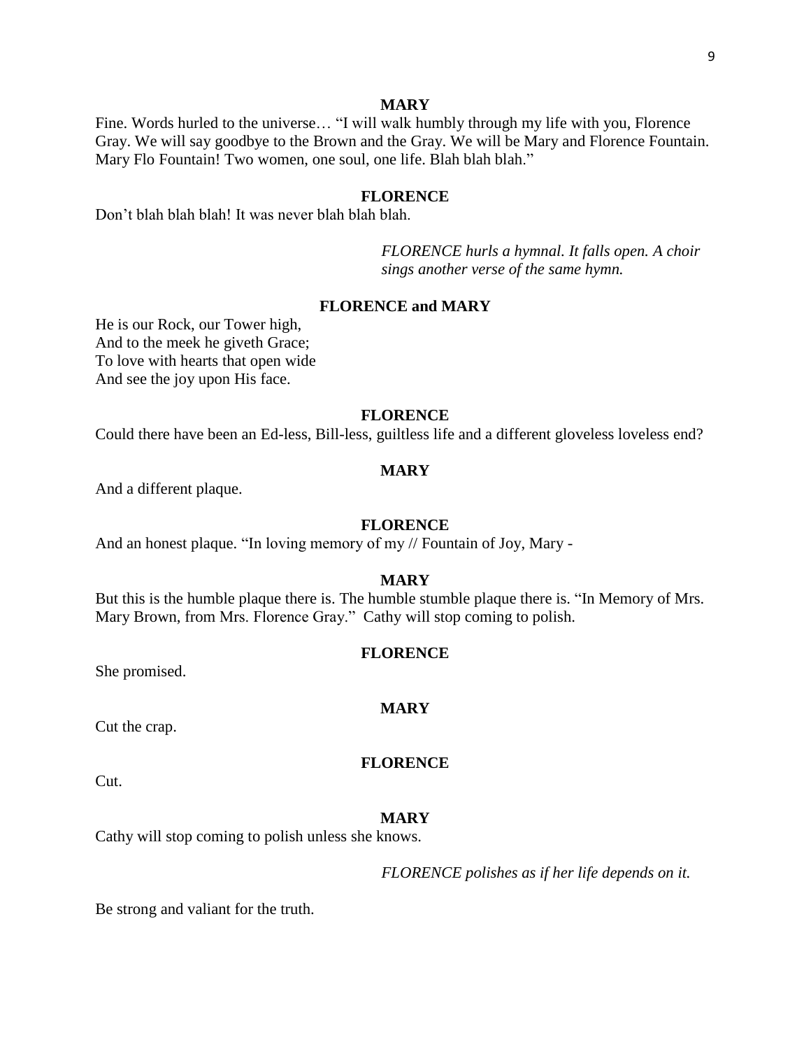**MARY**

Fine. Words hurled to the universe… "I will walk humbly through my life with you, Florence Gray. We will say goodbye to the Brown and the Gray. We will be Mary and Florence Fountain. Mary Flo Fountain! Two women, one soul, one life. Blah blah blah."

**FLORENCE**

Don't blah blah blah! It was never blah blah blah.

*FLORENCE hurls a hymnal. It falls open. A choir sings another verse of the same hymn.*

**FLORENCE and MARY**

He is our Rock, our Tower high,
And to the meek he giveth Grace;
To love with hearts that open wide
And see the joy upon His face.

**FLORENCE**

Could there have been an Ed-less, Bill-less, guiltless life and a different gloveless loveless end?

**MARY**

And a different plaque.

**FLORENCE**

And an honest plaque. "In loving memory of my // Fountain of Joy, Mary -

**MARY**

But this is the humble plaque there is. The humble stumble plaque there is. "In Memory of Mrs. Mary Brown, from Mrs. Florence Gray." Cathy will stop coming to polish.

**FLORENCE**

She promised.

**MARY**

Cut the crap.

**FLORENCE**

Cut.

**MARY**

Cathy will stop coming to polish unless she knows.

*FLORENCE polishes as if her life depends on it.*

Be strong and valiant for the truth.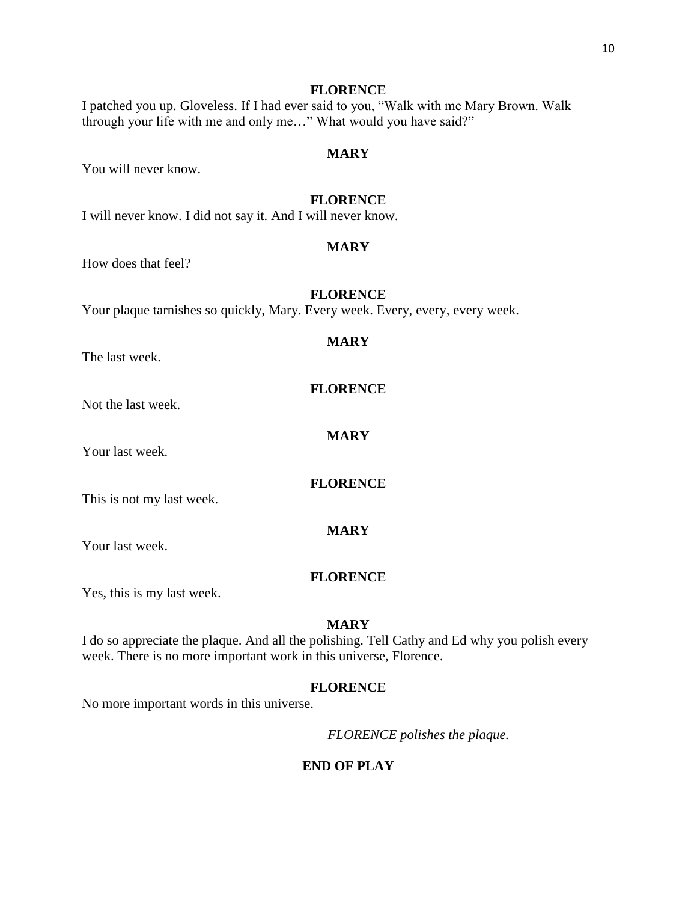**FLORENCE**

I patched you up. Gloveless. If I had ever said to you, "Walk with me Mary Brown. Walk through your life with me and only me…" What would you have said?"

**MARY**

You will never know.

**FLORENCE**

I will never know. I did not say it. And I will never know.

**MARY**

How does that feel?

**FLORENCE**

Your plaque tarnishes so quickly, Mary. Every week. Every, every, every week.

**MARY**

The last week.

**FLORENCE**

Not the last week.

**MARY**

Your last week.

**FLORENCE**

This is not my last week.

**MARY**

Your last week.

**FLORENCE**

Yes, this is my last week.

**MARY**

I do so appreciate the plaque. And all the polishing. Tell Cathy and Ed why you polish every week. There is no more important work in this universe, Florence.

**FLORENCE**

No more important words in this universe.

*FLORENCE polishes the plaque.*

**END OF PLAY**